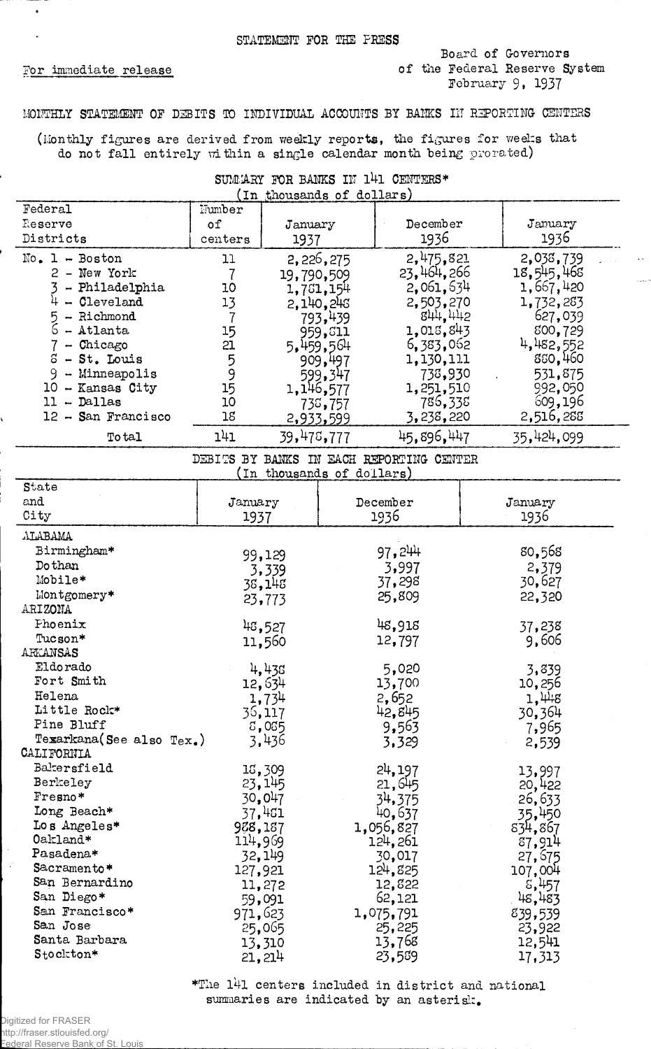STATEMENT FOR THE PRESS

For immediate release

Board of Governors
of the Federal Reserve System
February 9, 1937

MONTHLY STATEMENT OF DEBITS TO INDIVIDUAL ACCOUNTS BY BANKS IN REPORTING CENTERS

(Monthly figures are derived from weekly reports, the figures for weeks that do not fall entirely within a single calendar month being prorated)

SUMMARY FOR BANKS IN 141 CENTERS*
(In thousands of dollars)

| Federal Reserve Districts | Number of centers | January 1937 | December 1936 | January 1936 |
|---|---|---|---|---|
| No. 1 - Boston | 11 | 2,226,275 | 2,475,821 | 2,038,739 |
| 2 - New York | 7 | 19,790,509 | 23,464,266 | 18,545,468 |
| 3 - Philadelphia | 10 | 1,781,154 | 2,061,634 | 1,667,420 |
| 4 - Cleveland | 13 | 2,140,248 | 2,503,270 | 1,732,283 |
| 5 - Richmond | 7 | 793,439 | 844,442 | 627,039 |
| 6 - Atlanta | 15 | 959,811 | 1,018,843 | 800,729 |
| 7 - Chicago | 21 | 5,459,564 | 6,383,062 | 4,482,552 |
| 8 - St. Louis | 5 | 909,497 | 1,130,111 | 880,460 |
| 9 - Minneapolis | 9 | 599,347 | 738,930 | 531,875 |
| 10 - Kansas City | 15 | 1,146,577 | 1,251,510 | 992,050 |
| 11 - Dallas | 10 | 738,757 | 786,338 | 609,196 |
| 12 - San Francisco | 18 | 2,933,599 | 3,238,220 | 2,516,288 |
| Total | 141 | 39,478,777 | 45,896,447 | 35,424,099 |

DEBITS BY BANKS IN EACH REPORTING CENTER
(In thousands of dollars)

| State and City | January 1937 | December 1936 | January 1936 |
|---|---|---|---|
| ALABAMA | | | |
| Birmingham* | 99,129 | 97,244 | 80,568 |
| Dothan | 3,339 | 3,997 | 2,379 |
| Mobile* | 38,148 | 37,298 | 30,627 |
| Montgomery* | 23,773 | 25,809 | 22,320 |
| ARIZONA | | | |
| Phoenix | 48,527 | 48,918 | 37,238 |
| Tucson* | 11,560 | 12,797 | 9,606 |
| ARKANSAS | | | |
| Eldorado | 4,438 | 5,020 | 3,839 |
| Fort Smith | 12,634 | 13,700 | 10,256 |
| Helena | 1,734 | 2,652 | 1,448 |
| Little Rock* | 36,117 | 42,845 | 30,364 |
| Pine Bluff | 8,085 | 9,563 | 7,965 |
| Texarkana(See also Tex.) | 3,436 | 3,329 | 2,539 |
| CALIFORNIA | | | |
| Bakersfield | 18,309 | 24,197 | 13,997 |
| Berkeley | 23,145 | 21,645 | 20,422 |
| Fresno* | 30,047 | 34,375 | 26,633 |
| Long Beach* | 37,481 | 40,637 | 35,450 |
| Los Angeles* | 988,187 | 1,056,827 | 834,867 |
| Oakland* | 114,969 | 124,261 | 87,914 |
| Pasadena* | 32,149 | 30,017 | 27,675 |
| Sacramento* | 127,921 | 124,825 | 107,004 |
| San Bernardino | 11,272 | 12,822 | 8,457 |
| San Diego* | 59,091 | 62,121 | 48,483 |
| San Francisco* | 971,623 | 1,075,791 | 839,539 |
| San Jose | 25,065 | 25,225 | 23,922 |
| Santa Barbara | 13,310 | 13,768 | 12,541 |
| Stockton* | 21,214 | 23,589 | 17,313 |

*The 141 centers included in district and national summaries are indicated by an asterisk.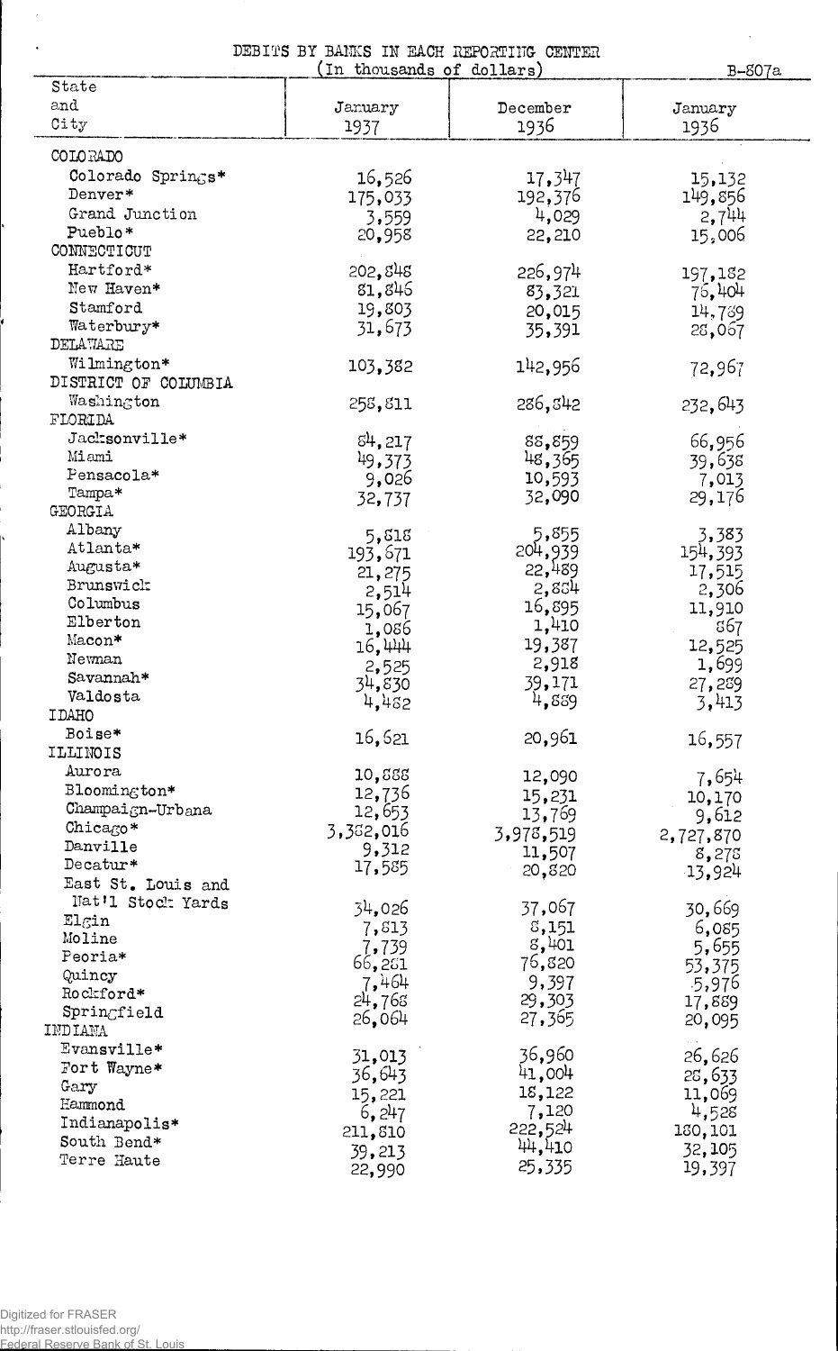DEBITS BY BANKS IN EACH REPORTING CENTER

(In thousands of dollars)

B-807a

| State and City | January 1937 | December 1936 | January 1936 |
|---|---|---|---|
| COLORADO | | | |
| Colorado Springs* | 16,526 | 17,347 | 15,132 |
| Denver* | 175,033 | 192,376 | 149,856 |
| Grand Junction | 3,559 | 4,029 | 2,744 |
| Pueblo* | 20,958 | 22,210 | 15,006 |
| CONNECTICUT | | | |
| Hartford* | 202,848 | 226,974 | 197,182 |
| New Haven* | 81,846 | 83,321 | 75,404 |
| Stamford | 19,803 | 20,015 | 14,789 |
| Waterbury* | 31,673 | 35,391 | 28,067 |
| DELAWARE | | | |
| Wilmington* | 103,382 | 142,956 | 72,967 |
| DISTRICT OF COLUMBIA | | | |
| Washington | 258,811 | 286,842 | 232,643 |
| FLORIDA | | | |
| Jacksonville* | 84,217 | 88,859 | 66,956 |
| Miami | 49,373 | 48,365 | 39,638 |
| Pensacola* | 9,026 | 10,593 | 7,013 |
| Tampa* | 32,737 | 32,090 | 29,176 |
| GEORGIA | | | |
| Albany | 5,818 | 5,855 | 3,383 |
| Atlanta* | 193,671 | 204,939 | 154,393 |
| Augusta* | 21,275 | 22,489 | 17,515 |
| Brunswick | 2,514 | 2,884 | 2,306 |
| Columbus | 15,067 | 16,895 | 11,910 |
| Elberton | 1,086 | 1,410 | 867 |
| Macon* | 16,444 | 19,387 | 12,525 |
| Newnan | 2,525 | 2,918 | 1,699 |
| Savannah* | 34,830 | 39,171 | 27,289 |
| Valdosta | 4,482 | 4,889 | 3,413 |
| IDAHO | | | |
| Boise* | 16,621 | 20,961 | 16,557 |
| ILLINOIS | | | |
| Aurora | 10,888 | 12,090 | 7,654 |
| Bloomington* | 12,736 | 15,231 | 10,170 |
| Champaign-Urbana | 12,653 | 13,769 | 9,612 |
| Chicago* | 3,382,016 | 3,978,519 | 2,727,870 |
| Danville | 9,312 | 11,507 | 8,278 |
| Decatur* | 17,585 | 20,820 | 13,924 |
| East St. Louis and Nat'l Stock Yards | 34,026 | 37,067 | 30,669 |
| Elgin | 7,813 | 8,151 | 6,085 |
| Moline | 7,739 | 8,401 | 5,655 |
| Peoria* | 66,281 | 76,820 | 53,375 |
| Quincy | 7,464 | 9,397 | 5,976 |
| Rockford* | 24,768 | 29,303 | 17,889 |
| Springfield | 26,064 | 27,365 | 20,095 |
| INDIANA | | | |
| Evansville* | 31,013 | 36,960 | 26,626 |
| Fort Wayne* | 36,643 | 41,004 | 28,633 |
| Gary | 15,221 | 18,122 | 11,069 |
| Hammond | 6,247 | 7,120 | 4,528 |
| Indianapolis* | 211,810 | 222,524 | 180,101 |
| South Bend* | 39,213 | 44,410 | 32,105 |
| Terre Haute | 22,990 | 25,335 | 19,397 |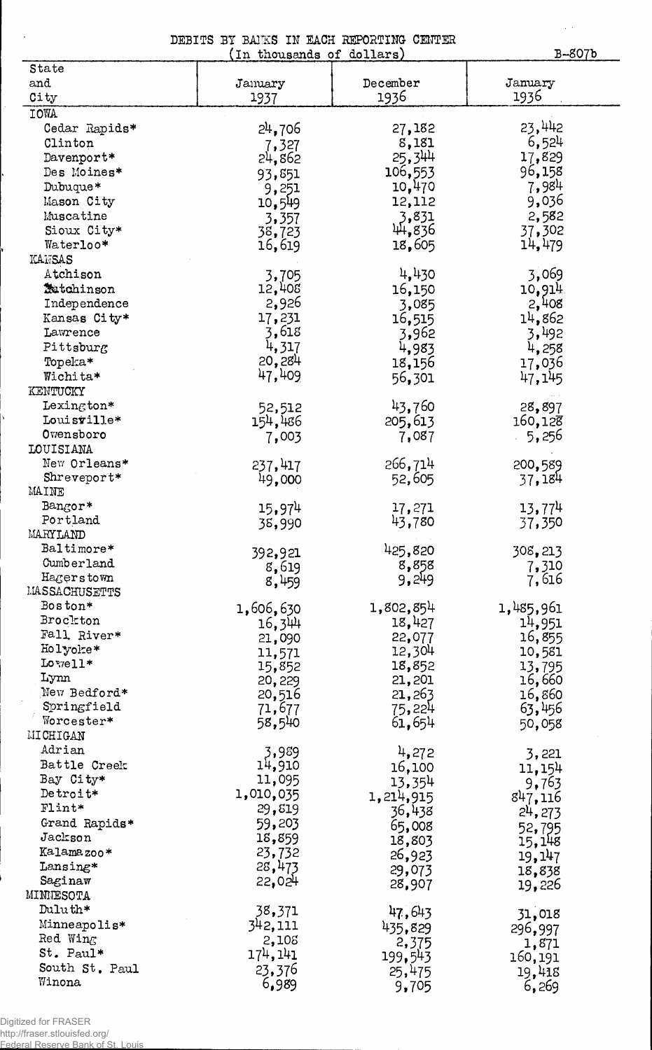DEBITS BY BANKS IN EACH REPORTING CENTER

(In thousands of dollars)

B-807b

| State and City | January 1937 | December 1936 | January 1936 |
|---|---|---|---|
| IOWA | | | |
| Cedar Rapids* | 24,706 | 27,182 | 23,442 |
| Clinton | 7,327 | 8,181 | 6,524 |
| Davenport* | 24,862 | 25,344 | 17,829 |
| Des Moines* | 93,851 | 106,553 | 96,158 |
| Dubuque* | 9,251 | 10,470 | 7,984 |
| Mason City | 10,549 | 12,112 | 9,036 |
| Muscatine | 3,357 | 3,831 | 2,582 |
| Sioux City* | 38,723 | 44,836 | 37,302 |
| Waterloo* | 16,619 | 18,605 | 14,479 |
| KANSAS | | | |
| Atchison | 3,705 | 4,430 | 3,069 |
| Hutchinson | 12,408 | 16,150 | 10,914 |
| Independence | 2,926 | 3,085 | 2,408 |
| Kansas City* | 17,231 | 16,515 | 14,862 |
| Lawrence | 3,618 | 3,962 | 3,492 |
| Pittsburg | 4,317 | 4,983 | 4,258 |
| Topeka* | 20,284 | 18,156 | 17,036 |
| Wichita* | 47,409 | 56,301 | 47,145 |
| KENTUCKY | | | |
| Lexington* | 52,512 | 43,760 | 28,897 |
| Louisville* | 154,486 | 205,613 | 160,128 |
| Owensboro | 7,003 | 7,087 | 5,256 |
| LOUISIANA | | | |
| New Orleans* | 237,417 | 266,714 | 200,589 |
| Shreveport* | 49,000 | 52,605 | 37,184 |
| MAINE | | | |
| Bangor* | 15,974 | 17,271 | 13,774 |
| Portland | 38,990 | 43,780 | 37,350 |
| MARYLAND | | | |
| Baltimore* | 392,921 | 425,820 | 308,213 |
| Cumberland | 8,619 | 8,858 | 7,310 |
| Hagerstown | 8,459 | 9,249 | 7,616 |
| MASSACHUSETTS | | | |
| Boston* | 1,606,630 | 1,802,854 | 1,485,961 |
| Brockton | 16,344 | 18,427 | 14,951 |
| Fall River* | 21,090 | 22,077 | 16,855 |
| Holyoke* | 11,571 | 12,304 | 10,581 |
| Lowell* | 15,852 | 18,852 | 13,795 |
| Lynn | 20,229 | 21,201 | 16,660 |
| New Bedford* | 20,516 | 21,263 | 16,860 |
| Springfield | 71,677 | 75,224 | 63,456 |
| Worcester* | 58,540 | 61,654 | 50,058 |
| MICHIGAN | | | |
| Adrian | 3,989 | 4,272 | 3,221 |
| Battle Creek | 14,910 | 16,100 | 11,154 |
| Bay City* | 11,095 | 13,354 | 9,763 |
| Detroit* | 1,010,035 | 1,214,915 | 847,116 |
| Flint* | 29,819 | 36,438 | 24,273 |
| Grand Rapids* | 59,203 | 65,008 | 52,795 |
| Jackson | 18,859 | 18,803 | 15,148 |
| Kalamazoo* | 23,732 | 26,923 | 19,147 |
| Lansing* | 28,473 | 29,073 | 18,838 |
| Saginaw | 22,024 | 28,907 | 19,226 |
| MINNESOTA | | | |
| Duluth* | 38,371 | 47,643 | 31,018 |
| Minneapolis* | 342,111 | 435,829 | 296,997 |
| Red Wing | 2,108 | 2,375 | 1,871 |
| St. Paul* | 174,141 | 199,543 | 160,191 |
| South St. Paul | 23,376 | 25,475 | 19,418 |
| Winona | 6,989 | 9,705 | 6,269 |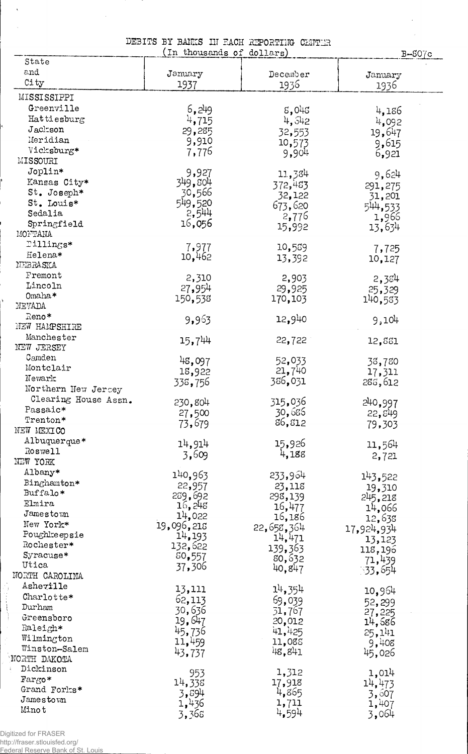## DEBITS BY BANKS IN EACH REPORTING CENTER

(In thousands of dollars)

B-807c

| State and City | January 1937 | December 1936 | January 1936 |
|---|---|---|---|
| MISSISSIPPI | | | |
| Greenville | 6,249 | 8,048 | 4,186 |
| Hattiesburg | 4,715 | 4,842 | 4,092 |
| Jackson | 29,285 | 32,553 | 19,647 |
| Meridian | 9,910 | 10,573 | 9,615 |
| Vicksburg* | 7,776 | 9,904 | 6,921 |
| MISSOURI | | | |
| Joplin* | 9,927 | 11,384 | 9,624 |
| Kansas City* | 349,804 | 372,483 | 291,275 |
| St. Joseph* | 30,566 | 32,122 | 31,201 |
| St. Louis* | 549,520 | 673,620 | 544,533 |
| Sedalia | 2,544 | 2,776 | 1,966 |
| Springfield | 16,056 | 15,992 | 13,634 |
| MONTANA | | | |
| Billings* | 7,977 | 10,589 | 7,725 |
| Helena* | 10,462 | 13,392 | 10,127 |
| NEBRASKA | | | |
| Fremont | 2,310 | 2,903 | 2,384 |
| Lincoln | 27,954 | 29,925 | 25,329 |
| Omaha* | 150,538 | 170,103 | 140,583 |
| NEVADA | | | |
| Reno* | 9,963 | 12,940 | 9,104 |
| NEW HAMPSHIRE | | | |
| Manchester | 15,744 | 22,722 | 12,881 |
| NEW JERSEY | | | |
| Camden | 48,097 | 52,033 | 38,780 |
| Montclair | 18,922 | 21,740 | 17,311 |
| Newark | 338,756 | 386,031 | 288,612 |
| Northern New Jersey Clearing House Assn. | 230,804 | 315,036 | 240,997 |
| Passaic* | 27,500 | 30,686 | 22,849 |
| Trenton* | 73,679 | 86,812 | 79,303 |
| NEW MEXICO | | | |
| Albuquerque* | 14,914 | 15,926 | 11,564 |
| Roswell | 3,609 | 4,188 | 2,721 |
| NEW YORK | | | |
| Albany* | 140,963 | 233,964 | 143,522 |
| Binghamton* | 22,957 | 23,118 | 19,310 |
| Buffalo* | 289,692 | 298,139 | 245,218 |
| Elmira | 16,248 | 16,477 | 14,066 |
| Jamestown | 14,022 | 16,186 | 12,638 |
| New York* | 19,096,218 | 22,658,364 | 17,924,934 |
| Poughkeepsie | 14,193 | 14,471 | 13,123 |
| Rochester* | 132,622 | 139,363 | 118,196 |
| Syracuse* | 80,557 | 80,632 | 71,439 |
| Utica | 37,306 | 40,847 | 33,654 |
| NORTH CAROLINA | | | |
| Asheville | 13,111 | 14,354 | 10,964 |
| Charlotte* | 62,113 | 69,039 | 52,299 |
| Durham | 30,636 | 31,767 | 27,225 |
| Greensboro | 19,647 | 20,012 | 14,686 |
| Raleigh* | 45,736 | 41,425 | 25,141 |
| Wilmington | 11,459 | 11,088 | 9,408 |
| Winston-Salem | 43,737 | 48,841 | 45,026 |
| NORTH DAKOTA | | | |
| Dickinson | 953 | 1,312 | 1,014 |
| Fargo* | 14,338 | 17,918 | 14,473 |
| Grand Forks* | 3,894 | 4,865 | 3,607 |
| Jamestown | 1,436 | 1,711 | 1,407 |
| Minot | 3,368 | 4,594 | 3,064 |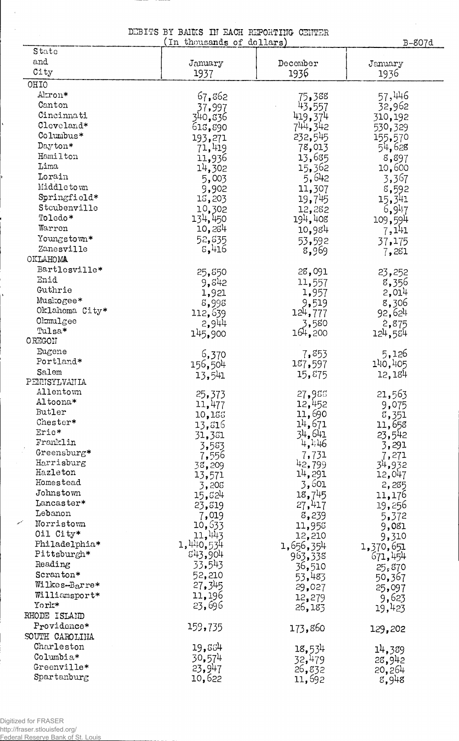DEBITS BY BANKS IN EACH REPORTING CENTER

(In thousands of dollars)

B-807d

| State and City | January 1937 | December 1936 | January 1936 |
|---|---|---|---|
| OHIO | | | |
| Akron* | 67,862 | 75,388 | 57,446 |
| Canton | 37,997 | 43,557 | 32,962 |
| Cincinnati | 340,836 | 419,374 | 310,192 |
| Cleveland* | 618,890 | 744,342 | 530,329 |
| Columbus* | 193,271 | 232,545 | 155,570 |
| Dayton* | 71,419 | 78,013 | 54,628 |
| Hamilton | 11,936 | 13,685 | 8,897 |
| Lima | 14,302 | 15,362 | 10,600 |
| Lorain | 5,003 | 5,642 | 3,367 |
| Middletown | 9,902 | 11,307 | 8,592 |
| Springfield* | 18,203 | 19,745 | 15,341 |
| Steubenville | 10,302 | 12,282 | 6,947 |
| Toledo* | 134,450 | 194,408 | 109,594 |
| Warren | 10,284 | 10,984 | 7,141 |
| Youngstown* | 52,835 | 53,592 | 37,175 |
| Zanesville | 8,416 | 8,969 | 7,281 |
| OKLAHOMA | | | |
| Bartlesville* | 25,850 | 28,091 | 23,252 |
| Enid | 9,842 | 11,557 | 8,356 |
| Guthrie | 1,921 | 1,957 | 2,014 |
| Muskogee* | 8,998 | 9,519 | 8,306 |
| Oklahoma City* | 112,639 | 124,777 | 92,624 |
| Okmulgee | 2,944 | 3,580 | 2,875 |
| Tulsa* | 145,900 | 164,200 | 124,584 |
| OREGON | | | |
| Eugene | 6,370 | 7,853 | 5,126 |
| Portland* | 156,504 | 187,597 | 140,405 |
| Salem | 13,541 | 15,875 | 12,184 |
| PENNSYLVANIA | | | |
| Allentown | 25,373 | 27,988 | 21,563 |
| Altoona* | 11,477 | 12,452 | 9,075 |
| Butler | 10,188 | 11,690 | 8,351 |
| Chester* | 13,816 | 14,671 | 11,658 |
| Erie* | 31,381 | 34,641 | 23,542 |
| Franklin | 3,583 | 4,446 | 3,291 |
| Greensburg* | 7,556 | 7,731 | 7,271 |
| Harrisburg | 38,209 | 42,799 | 34,932 |
| Hazleton | 13,571 | 14,291 | 12,047 |
| Homestead | 3,208 | 3,601 | 2,285 |
| Johnstown | 15,824 | 18,745 | 11,176 |
| Lancaster* | 23,819 | 27,417 | 19,256 |
| Lebanon | 7,019 | 8,239 | 5,372 |
| Norristown | 10,633 | 11,958 | 9,081 |
| Oil City* | 11,443 | 12,210 | 9,310 |
| Philadelphia* | 1,440,534 | 1,656,354 | 1,370,651 |
| Pittsburgh* | 843,904 | 963,338 | 671,454 |
| Reading | 33,543 | 36,510 | 25,870 |
| Scranton* | 52,210 | 53,483 | 50,367 |
| Wilkes-Barre* | 27,345 | 29,027 | 25,097 |
| Williamsport* | 11,196 | 12,279 | 9,623 |
| York* | 23,696 | 26,183 | 19,423 |
| RHODE ISLAND | | | |
| Providence* | 159,735 | 173,860 | 129,202 |
| SOUTH CAROLINA | | | |
| Charleston | 19,884 | 18,534 | 14,389 |
| Columbia* | 30,574 | 32,479 | 28,942 |
| Greenville* | 23,947 | 26,832 | 20,264 |
| Spartanburg | 10,622 | 11,692 | 8,948 |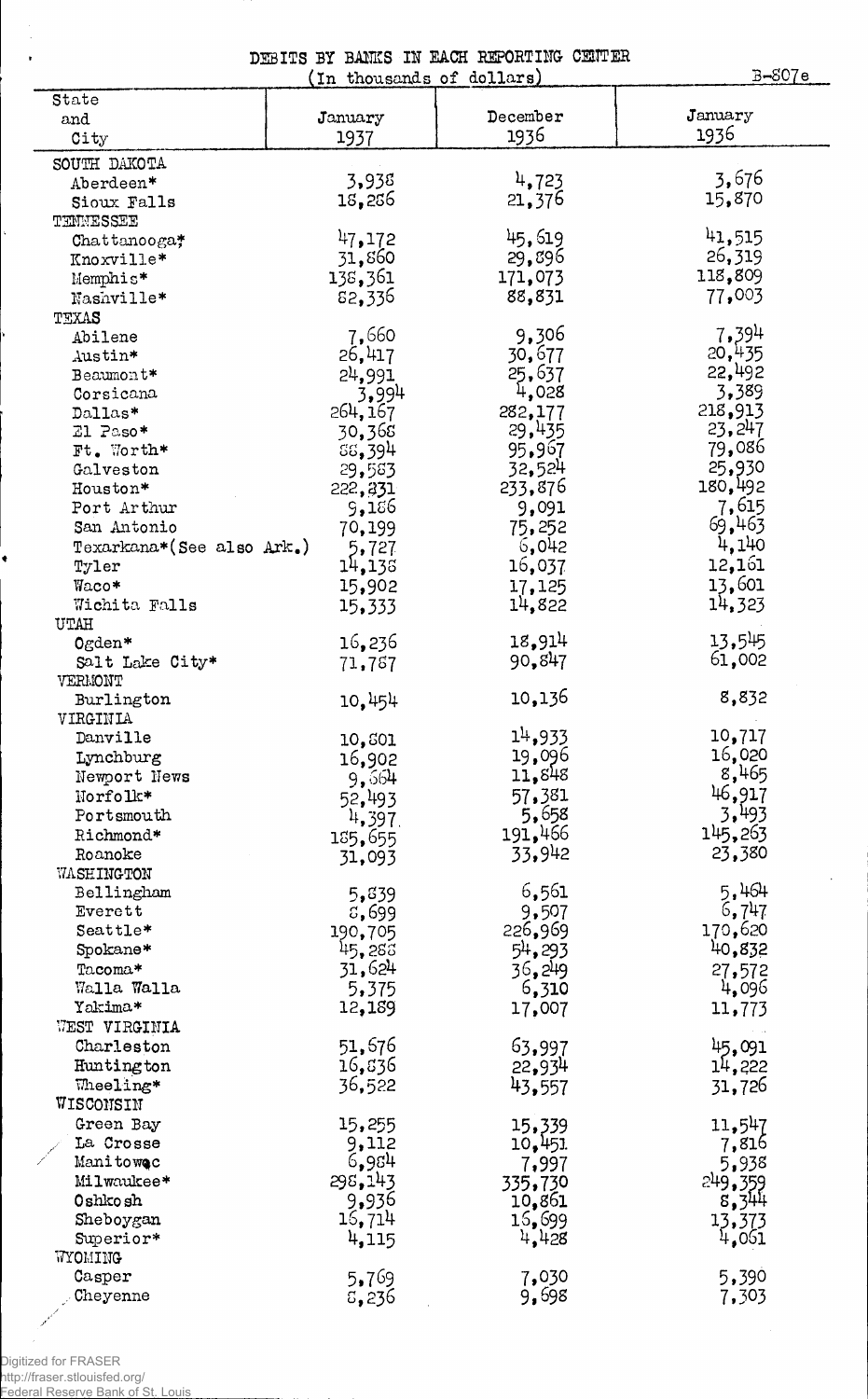DEBITS BY BANKS IN EACH REPORTING CENTER

(In thousands of dollars)

B-807e

| State and City | January 1937 | December 1936 | January 1936 |
|---|---|---|---|
| SOUTH DAKOTA | | | |
| Aberdeen* | 3,938 | 4,723 | 3,676 |
| Sioux Falls | 18,266 | 21,376 | 15,870 |
| TENNESSEE | | | |
| Chattanooga* | 47,172 | 45,619 | 41,515 |
| Knoxville* | 31,860 | 29,896 | 26,319 |
| Memphis* | 138,361 | 171,073 | 118,809 |
| Nashville* | 82,336 | 88,831 | 77,003 |
| TEXAS | | | |
| Abilene | 7,660 | 9,306 | 7,394 |
| Austin* | 26,417 | 30,677 | 20,435 |
| Beaumont* | 24,991 | 25,637 | 22,492 |
| Corsicana | 3,994 | 4,028 | 3,389 |
| Dallas* | 264,167 | 282,177 | 218,913 |
| El Paso* | 30,368 | 29,435 | 23,247 |
| Ft. Worth* | 88,394 | 95,967 | 79,086 |
| Galveston | 29,583 | 32,524 | 25,930 |
| Houston* | 222,831 | 233,876 | 180,492 |
| Port Arthur | 9,186 | 9,091 | 7,615 |
| San Antonio | 70,199 | 75,252 | 69,463 |
| Texarkana*(See also Ark.) | 5,727 | 6,042 | 4,140 |
| Tyler | 14,138 | 16,037 | 12,161 |
| Waco* | 15,902 | 17,125 | 13,601 |
| Wichita Falls | 15,333 | 14,822 | 14,323 |
| UTAH | | | |
| Ogden* | 16,236 | 18,914 | 13,545 |
| Salt Lake City* | 71,787 | 90,847 | 61,002 |
| VERMONT | | | |
| Burlington | 10,454 | 10,136 | 8,832 |
| VIRGINIA | | | |
| Danville | 10,801 | 14,933 | 10,717 |
| Lynchburg | 16,902 | 19,096 | 16,020 |
| Newport News | 9,664 | 11,848 | 8,465 |
| Norfolk* | 52,493 | 57,381 | 46,917 |
| Portsmouth | 4,397 | 5,658 | 3,493 |
| Richmond* | 185,655 | 191,466 | 145,263 |
| Roanoke | 31,093 | 33,942 | 23,380 |
| WASHINGTON | | | |
| Bellingham | 5,839 | 6,561 | 5,464 |
| Everett | 8,699 | 9,507 | 6,747 |
| Seattle* | 190,705 | 226,969 | 170,620 |
| Spokane* | 45,288 | 54,293 | 40,832 |
| Tacoma* | 31,624 | 36,249 | 27,572 |
| Walla Walla | 5,375 | 6,310 | 4,096 |
| Yakima* | 12,189 | 17,007 | 11,773 |
| WEST VIRGINIA | | | |
| Charleston | 51,676 | 63,997 | 45,091 |
| Huntington | 16,836 | 22,934 | 14,222 |
| Wheeling* | 36,522 | 43,557 | 31,726 |
| WISCONSIN | | | |
| Green Bay | 15,255 | 15,339 | 11,547 |
| La Crosse | 9,112 | 10,451 | 7,816 |
| Manitowoc | 6,984 | 7,997 | 5,938 |
| Milwaukee* | 298,143 | 335,730 | 249,359 |
| Oshkosh | 9,936 | 10,861 | 8,344 |
| Sheboygan | 16,714 | 16,699 | 13,373 |
| Superior* | 4,115 | 4,428 | 4,061 |
| WYOMING | | | |
| Casper | 5,769 | 7,030 | 5,390 |
| Cheyenne | 8,236 | 9,698 | 7,303 |